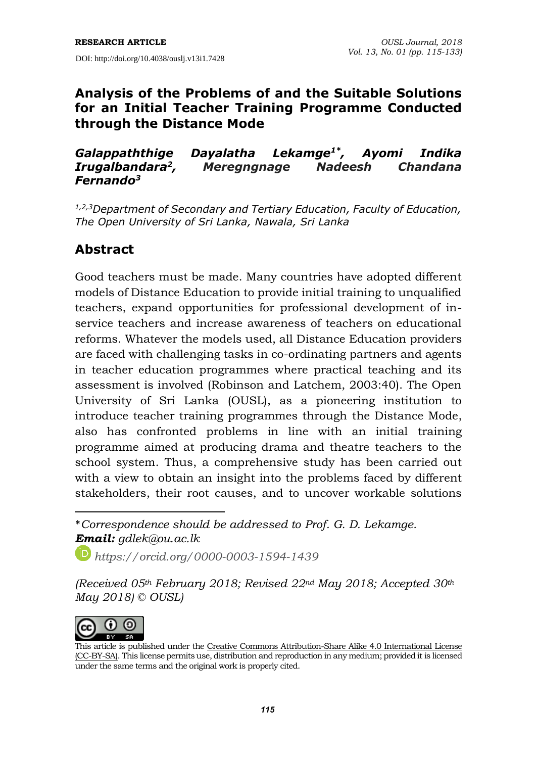RESEARCH ARTICLE

DOI: http://doi.org/10.4038/ouslj.v13i1.7428

# Analysis of the Problems of and the Suitable Solutions for an Initial Teacher Training Programme Conducted through the Distance Mode

***Galappaththige Dayalatha Lekamge[1*], Ayomi Indika Irugalbandara[2], Meregngnage Nadeesh Chandana Fernando[3]***

*[1,2,3]Department of Secondary and Tertiary Education, Faculty of Education, The Open University of Sri Lanka, Nawala, Sri Lanka*

## Abstract

Good teachers must be made. Many countries have adopted different models of Distance Education to provide initial training to unqualified teachers, expand opportunities for professional development of in-service teachers and increase awareness of teachers on educational reforms. Whatever the models used, all Distance Education providers are faced with challenging tasks in co-ordinating partners and agents in teacher education programmes where practical teaching and its assessment is involved (Robinson and Latchem, 2003:40). The Open University of Sri Lanka (OUSL), as a pioneering institution to introduce teacher training programmes through the Distance Mode, also has confronted problems in line with an initial training programme aimed at producing drama and theatre teachers to the school system. Thus, a comprehensive study has been carried out with a view to obtain an insight into the problems faced by different stakeholders, their root causes, and to uncover workable solutions

---

**Correspondence should be addressed to Prof. G. D. Lekamge.*
***Email:*** *gdlek@ou.ac.lk*

*https://orcid.org/0000-0003-1594-1439*

*(Received 05th February 2018; Revised 22nd May 2018; Accepted 30th May 2018) © OUSL)*

This article is published under the Creative Commons Attribution-Share Alike 4.0 International License (CC-BY-SA). This license permits use, distribution and reproduction in any medium; provided it is licensed under the same terms and the original work is properly cited.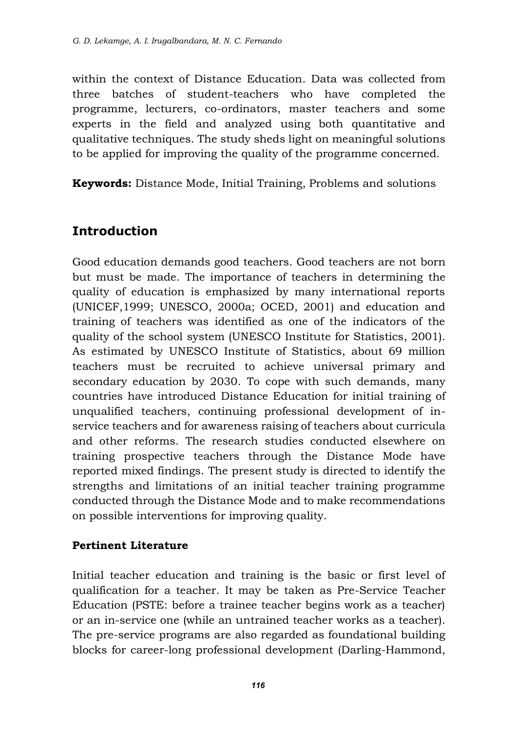within the context of Distance Education. Data was collected from three batches of student-teachers who have completed the programme, lecturers, co-ordinators, master teachers and some experts in the field and analyzed using both quantitative and qualitative techniques. The study sheds light on meaningful solutions to be applied for improving the quality of the programme concerned.

**Keywords:** Distance Mode, Initial Training, Problems and solutions

## Introduction

Good education demands good teachers. Good teachers are not born but must be made. The importance of teachers in determining the quality of education is emphasized by many international reports (UNICEF,1999; UNESCO, 2000a; OCED, 2001) and education and training of teachers was identified as one of the indicators of the quality of the school system (UNESCO Institute for Statistics, 2001). As estimated by UNESCO Institute of Statistics, about 69 million teachers must be recruited to achieve universal primary and secondary education by 2030. To cope with such demands, many countries have introduced Distance Education for initial training of unqualified teachers, continuing professional development of in-service teachers and for awareness raising of teachers about curricula and other reforms. The research studies conducted elsewhere on training prospective teachers through the Distance Mode have reported mixed findings. The present study is directed to identify the strengths and limitations of an initial teacher training programme conducted through the Distance Mode and to make recommendations on possible interventions for improving quality.

### Pertinent Literature

Initial teacher education and training is the basic or first level of qualification for a teacher. It may be taken as Pre-Service Teacher Education (PSTE: before a trainee teacher begins work as a teacher) or an in-service one (while an untrained teacher works as a teacher). The pre-service programs are also regarded as foundational building blocks for career-long professional development (Darling-Hammond,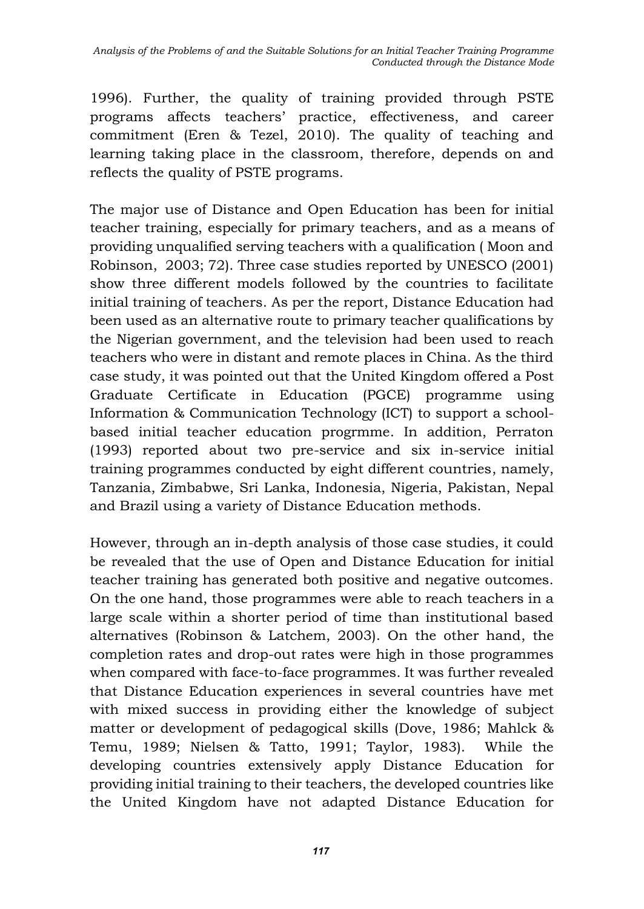1996). Further, the quality of training provided through PSTE programs affects teachers' practice, effectiveness, and career commitment (Eren & Tezel, 2010). The quality of teaching and learning taking place in the classroom, therefore, depends on and reflects the quality of PSTE programs.

The major use of Distance and Open Education has been for initial teacher training, especially for primary teachers, and as a means of providing unqualified serving teachers with a qualification ( Moon and Robinson, 2003; 72). Three case studies reported by UNESCO (2001) show three different models followed by the countries to facilitate initial training of teachers. As per the report, Distance Education had been used as an alternative route to primary teacher qualifications by the Nigerian government, and the television had been used to reach teachers who were in distant and remote places in China. As the third case study, it was pointed out that the United Kingdom offered a Post Graduate Certificate in Education (PGCE) programme using Information & Communication Technology (ICT) to support a school-based initial teacher education progrmme. In addition, Perraton (1993) reported about two pre-service and six in-service initial training programmes conducted by eight different countries, namely, Tanzania, Zimbabwe, Sri Lanka, Indonesia, Nigeria, Pakistan, Nepal and Brazil using a variety of Distance Education methods.

However, through an in-depth analysis of those case studies, it could be revealed that the use of Open and Distance Education for initial teacher training has generated both positive and negative outcomes. On the one hand, those programmes were able to reach teachers in a large scale within a shorter period of time than institutional based alternatives (Robinson & Latchem, 2003). On the other hand, the completion rates and drop-out rates were high in those programmes when compared with face-to-face programmes. It was further revealed that Distance Education experiences in several countries have met with mixed success in providing either the knowledge of subject matter or development of pedagogical skills (Dove, 1986; Mahlck & Temu, 1989; Nielsen & Tatto, 1991; Taylor, 1983). While the developing countries extensively apply Distance Education for providing initial training to their teachers, the developed countries like the United Kingdom have not adapted Distance Education for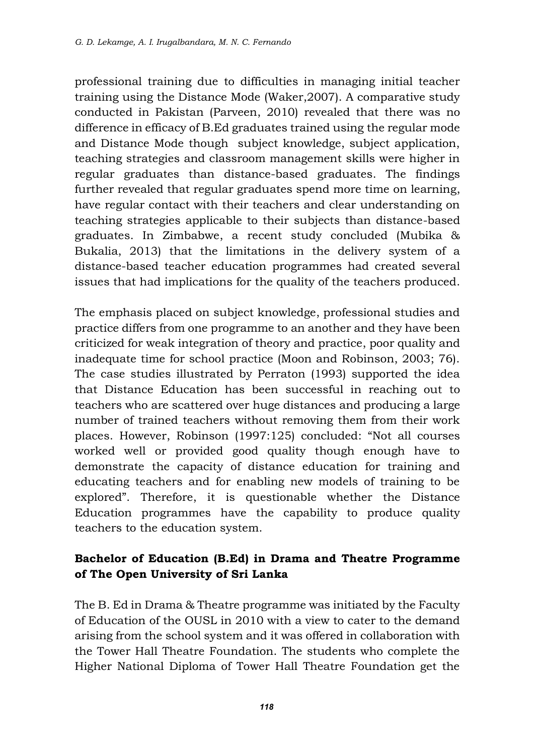professional training due to difficulties in managing initial teacher training using the Distance Mode (Waker,2007). A comparative study conducted in Pakistan (Parveen, 2010) revealed that there was no difference in efficacy of B.Ed graduates trained using the regular mode and Distance Mode though subject knowledge, subject application, teaching strategies and classroom management skills were higher in regular graduates than distance-based graduates. The findings further revealed that regular graduates spend more time on learning, have regular contact with their teachers and clear understanding on teaching strategies applicable to their subjects than distance-based graduates. In Zimbabwe, a recent study concluded (Mubika & Bukalia, 2013) that the limitations in the delivery system of a distance-based teacher education programmes had created several issues that had implications for the quality of the teachers produced.

The emphasis placed on subject knowledge, professional studies and practice differs from one programme to an another and they have been criticized for weak integration of theory and practice, poor quality and inadequate time for school practice (Moon and Robinson, 2003; 76). The case studies illustrated by Perraton (1993) supported the idea that Distance Education has been successful in reaching out to teachers who are scattered over huge distances and producing a large number of trained teachers without removing them from their work places. However, Robinson (1997:125) concluded: "Not all courses worked well or provided good quality though enough have to demonstrate the capacity of distance education for training and educating teachers and for enabling new models of training to be explored". Therefore, it is questionable whether the Distance Education programmes have the capability to produce quality teachers to the education system.

## Bachelor of Education (B.Ed) in Drama and Theatre Programme of The Open University of Sri Lanka

The B. Ed in Drama & Theatre programme was initiated by the Faculty of Education of the OUSL in 2010 with a view to cater to the demand arising from the school system and it was offered in collaboration with the Tower Hall Theatre Foundation. The students who complete the Higher National Diploma of Tower Hall Theatre Foundation get the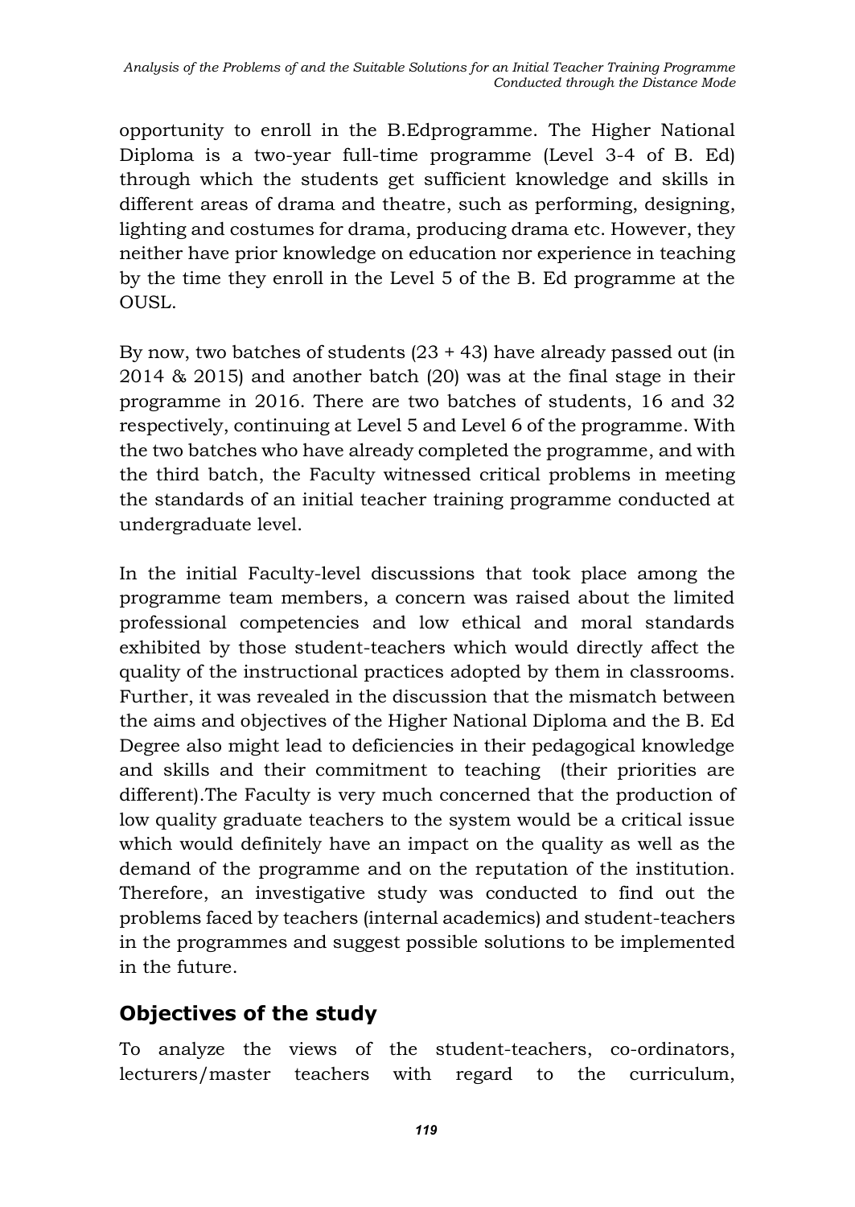opportunity to enroll in the B.Edprogramme. The Higher National Diploma is a two-year full-time programme (Level 3-4 of B. Ed) through which the students get sufficient knowledge and skills in different areas of drama and theatre, such as performing, designing, lighting and costumes for drama, producing drama etc. However, they neither have prior knowledge on education nor experience in teaching by the time they enroll in the Level 5 of the B. Ed programme at the OUSL.

By now, two batches of students (23 + 43) have already passed out (in 2014 & 2015) and another batch (20) was at the final stage in their programme in 2016. There are two batches of students, 16 and 32 respectively, continuing at Level 5 and Level 6 of the programme. With the two batches who have already completed the programme, and with the third batch, the Faculty witnessed critical problems in meeting the standards of an initial teacher training programme conducted at undergraduate level.

In the initial Faculty-level discussions that took place among the programme team members, a concern was raised about the limited professional competencies and low ethical and moral standards exhibited by those student-teachers which would directly affect the quality of the instructional practices adopted by them in classrooms. Further, it was revealed in the discussion that the mismatch between the aims and objectives of the Higher National Diploma and the B. Ed Degree also might lead to deficiencies in their pedagogical knowledge and skills and their commitment to teaching (their priorities are different).The Faculty is very much concerned that the production of low quality graduate teachers to the system would be a critical issue which would definitely have an impact on the quality as well as the demand of the programme and on the reputation of the institution. Therefore, an investigative study was conducted to find out the problems faced by teachers (internal academics) and student-teachers in the programmes and suggest possible solutions to be implemented in the future.

## Objectives of the study

To analyze the views of the student-teachers, co-ordinators, lecturers/master teachers with regard to the curriculum,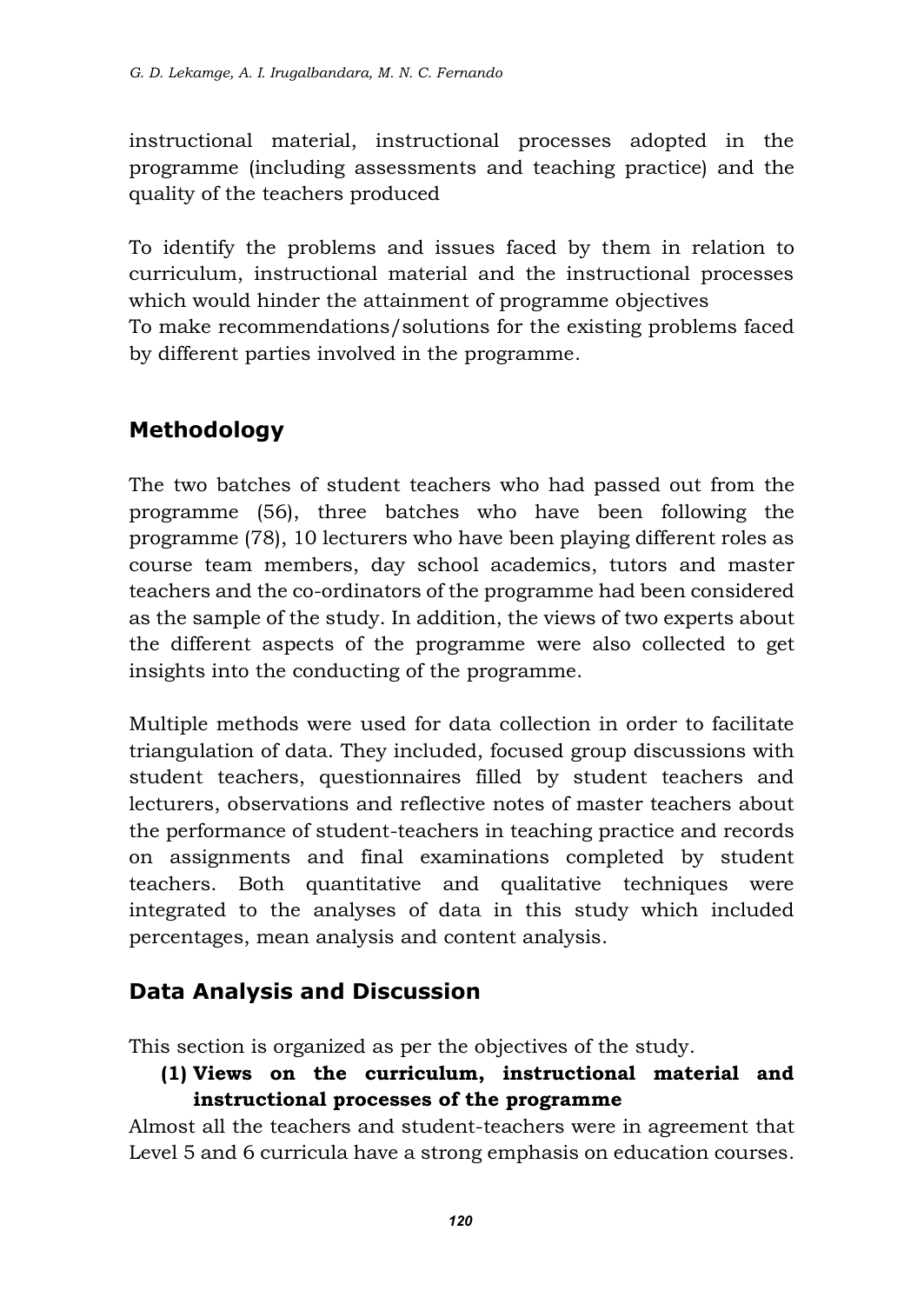instructional material, instructional processes adopted in the programme (including assessments and teaching practice) and the quality of the teachers produced

To identify the problems and issues faced by them in relation to curriculum, instructional material and the instructional processes which would hinder the attainment of programme objectives
To make recommendations/solutions for the existing problems faced by different parties involved in the programme.

## Methodology

The two batches of student teachers who had passed out from the programme (56), three batches who have been following the programme (78), 10 lecturers who have been playing different roles as course team members, day school academics, tutors and master teachers and the co-ordinators of the programme had been considered as the sample of the study. In addition, the views of two experts about the different aspects of the programme were also collected to get insights into the conducting of the programme.

Multiple methods were used for data collection in order to facilitate triangulation of data. They included, focused group discussions with student teachers, questionnaires filled by student teachers and lecturers, observations and reflective notes of master teachers about the performance of student-teachers in teaching practice and records on assignments and final examinations completed by student teachers. Both quantitative and qualitative techniques were integrated to the analyses of data in this study which included percentages, mean analysis and content analysis.

## Data Analysis and Discussion

This section is organized as per the objectives of the study.

**(1) Views on the curriculum, instructional material and instructional processes of the programme**

Almost all the teachers and student-teachers were in agreement that Level 5 and 6 curricula have a strong emphasis on education courses.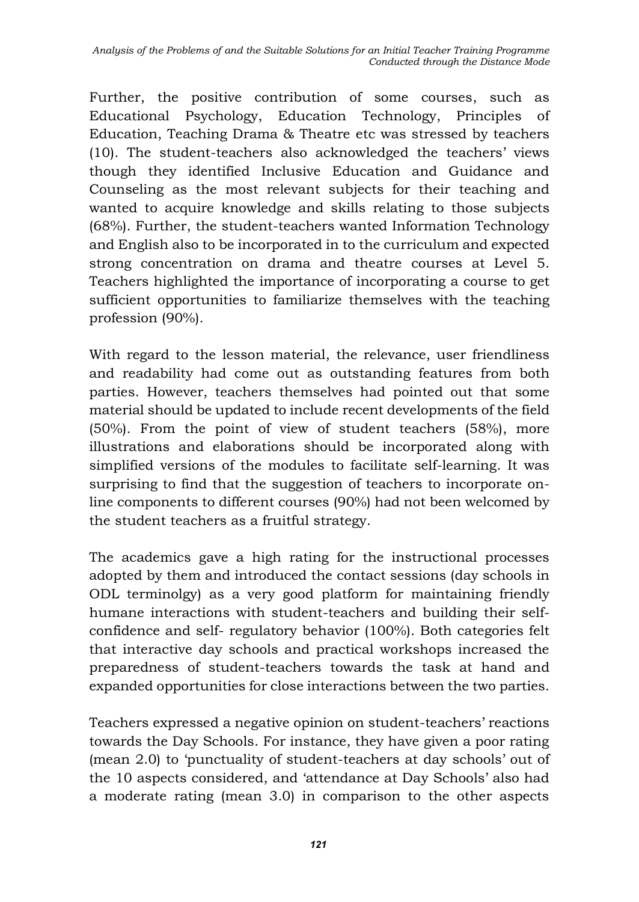Further, the positive contribution of some courses, such as Educational Psychology, Education Technology, Principles of Education, Teaching Drama & Theatre etc was stressed by teachers (10). The student-teachers also acknowledged the teachers' views though they identified Inclusive Education and Guidance and Counseling as the most relevant subjects for their teaching and wanted to acquire knowledge and skills relating to those subjects (68%). Further, the student-teachers wanted Information Technology and English also to be incorporated in to the curriculum and expected strong concentration on drama and theatre courses at Level 5. Teachers highlighted the importance of incorporating a course to get sufficient opportunities to familiarize themselves with the teaching profession (90%).

With regard to the lesson material, the relevance, user friendliness and readability had come out as outstanding features from both parties. However, teachers themselves had pointed out that some material should be updated to include recent developments of the field (50%). From the point of view of student teachers (58%), more illustrations and elaborations should be incorporated along with simplified versions of the modules to facilitate self-learning. It was surprising to find that the suggestion of teachers to incorporate on-line components to different courses (90%) had not been welcomed by the student teachers as a fruitful strategy.

The academics gave a high rating for the instructional processes adopted by them and introduced the contact sessions (day schools in ODL terminolgy) as a very good platform for maintaining friendly humane interactions with student-teachers and building their self-confidence and self- regulatory behavior (100%). Both categories felt that interactive day schools and practical workshops increased the preparedness of student-teachers towards the task at hand and expanded opportunities for close interactions between the two parties.

Teachers expressed a negative opinion on student-teachers' reactions towards the Day Schools. For instance, they have given a poor rating (mean 2.0) to 'punctuality of student-teachers at day schools' out of the 10 aspects considered, and 'attendance at Day Schools' also had a moderate rating (mean 3.0) in comparison to the other aspects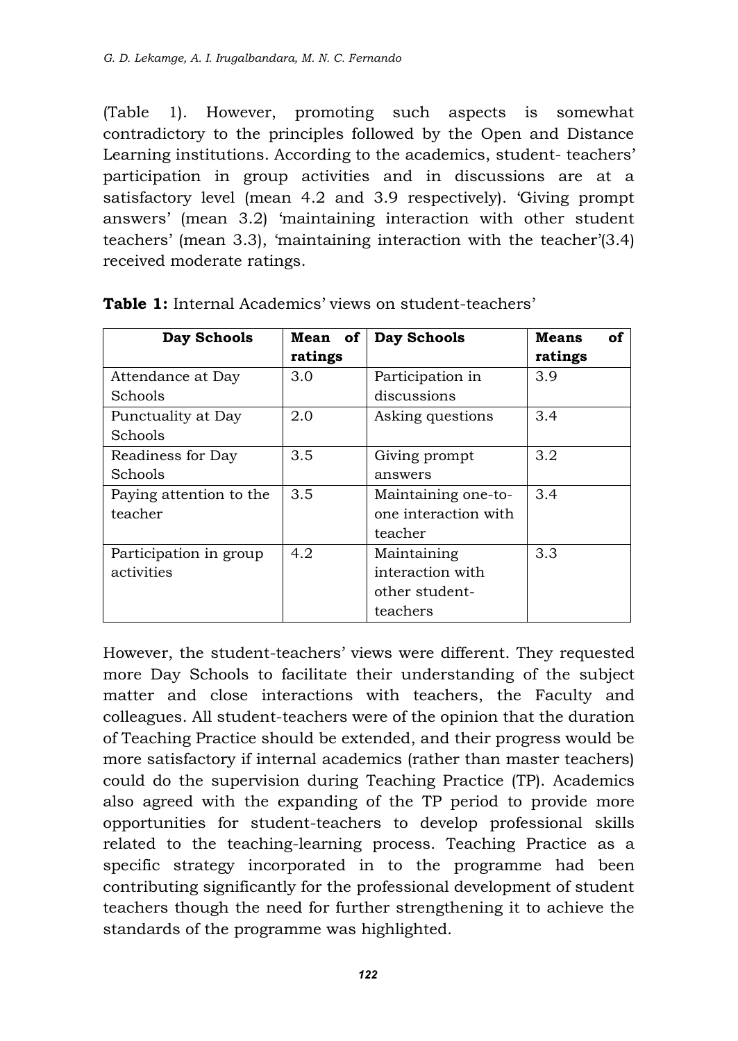(Table 1). However, promoting such aspects is somewhat contradictory to the principles followed by the Open and Distance Learning institutions. According to the academics, student- teachers' participation in group activities and in discussions are at a satisfactory level (mean 4.2 and 3.9 respectively). 'Giving prompt answers' (mean 3.2) 'maintaining interaction with other student teachers' (mean 3.3), 'maintaining interaction with the teacher'(3.4) received moderate ratings.

**Table 1:** Internal Academics' views on student-teachers'

| Day Schools | Mean of ratings | Day Schools | Means of ratings |
|---|---|---|---|
| Attendance at Day Schools | 3.0 | Participation in discussions | 3.9 |
| Punctuality at Day Schools | 2.0 | Asking questions | 3.4 |
| Readiness for Day Schools | 3.5 | Giving prompt answers | 3.2 |
| Paying attention to the teacher | 3.5 | Maintaining one-to-one interaction with teacher | 3.4 |
| Participation in group activities | 4.2 | Maintaining interaction with other student-teachers | 3.3 |

However, the student-teachers' views were different. They requested more Day Schools to facilitate their understanding of the subject matter and close interactions with teachers, the Faculty and colleagues. All student-teachers were of the opinion that the duration of Teaching Practice should be extended, and their progress would be more satisfactory if internal academics (rather than master teachers) could do the supervision during Teaching Practice (TP). Academics also agreed with the expanding of the TP period to provide more opportunities for student-teachers to develop professional skills related to the teaching-learning process. Teaching Practice as a specific strategy incorporated in to the programme had been contributing significantly for the professional development of student teachers though the need for further strengthening it to achieve the standards of the programme was highlighted.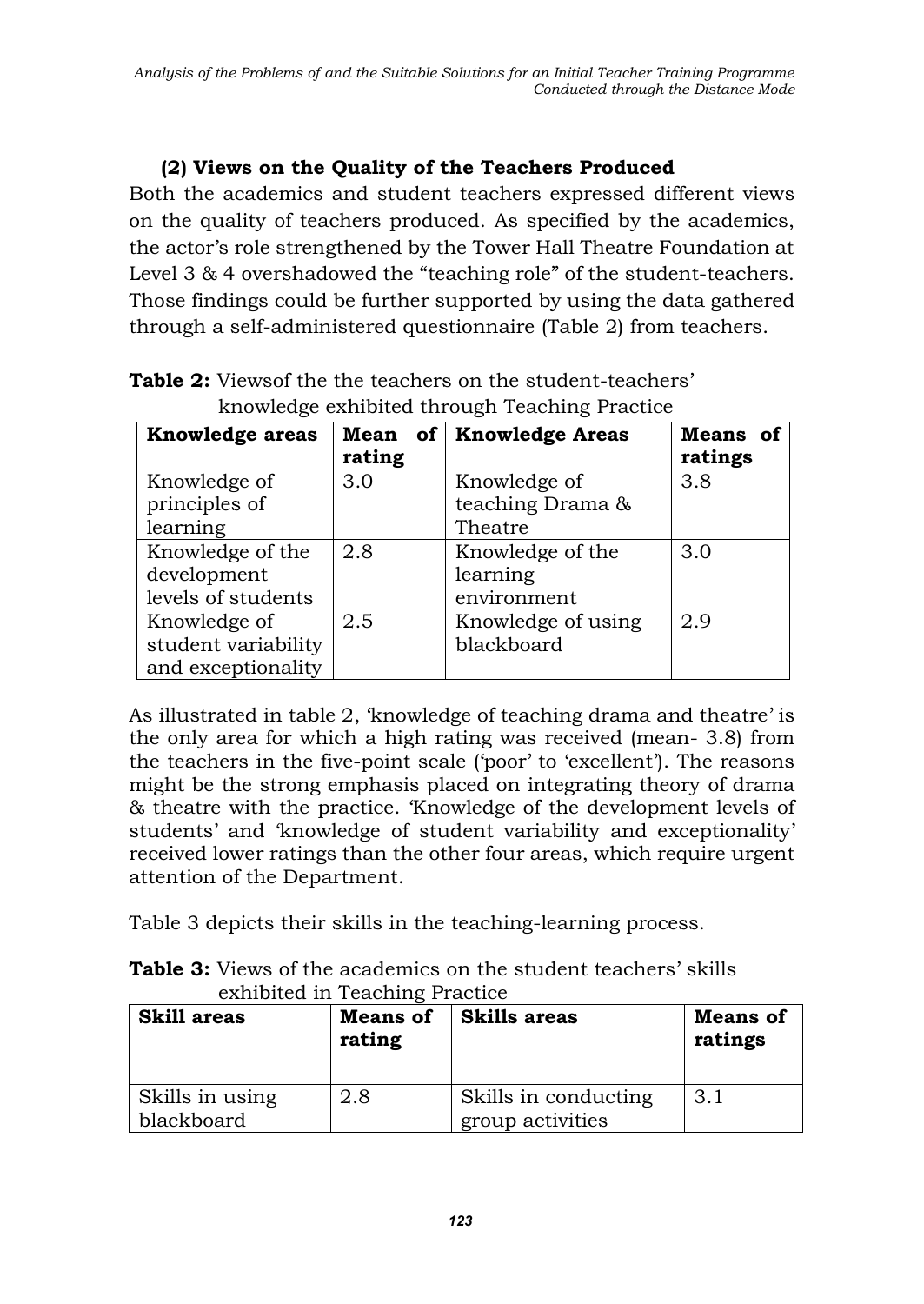### (2) Views on the Quality of the Teachers Produced

Both the academics and student teachers expressed different views on the quality of teachers produced. As specified by the academics, the actor's role strengthened by the Tower Hall Theatre Foundation at Level 3 & 4 overshadowed the "teaching role" of the student-teachers. Those findings could be further supported by using the data gathered through a self-administered questionnaire (Table 2) from teachers.

**Table 2:** Viewsof the the teachers on the student-teachers' knowledge exhibited through Teaching Practice

| Knowledge areas | Mean of rating | Knowledge Areas | Means of ratings |
|---|---|---|---|
| Knowledge of principles of learning | 3.0 | Knowledge of teaching Drama & Theatre | 3.8 |
| Knowledge of the development levels of students | 2.8 | Knowledge of the learning environment | 3.0 |
| Knowledge of student variability and exceptionality | 2.5 | Knowledge of using blackboard | 2.9 |

As illustrated in table 2, 'knowledge of teaching drama and theatre' is the only area for which a high rating was received (mean- 3.8) from the teachers in the five-point scale ('poor' to 'excellent'). The reasons might be the strong emphasis placed on integrating theory of drama & theatre with the practice. 'Knowledge of the development levels of students' and 'knowledge of student variability and exceptionality' received lower ratings than the other four areas, which require urgent attention of the Department.

Table 3 depicts their skills in the teaching-learning process.

**Table 3:** Views of the academics on the student teachers' skills exhibited in Teaching Practice

| Skill areas | Means of rating | Skills areas | Means of ratings |
|---|---|---|---|
| Skills in using blackboard | 2.8 | Skills in conducting group activities | 3.1 |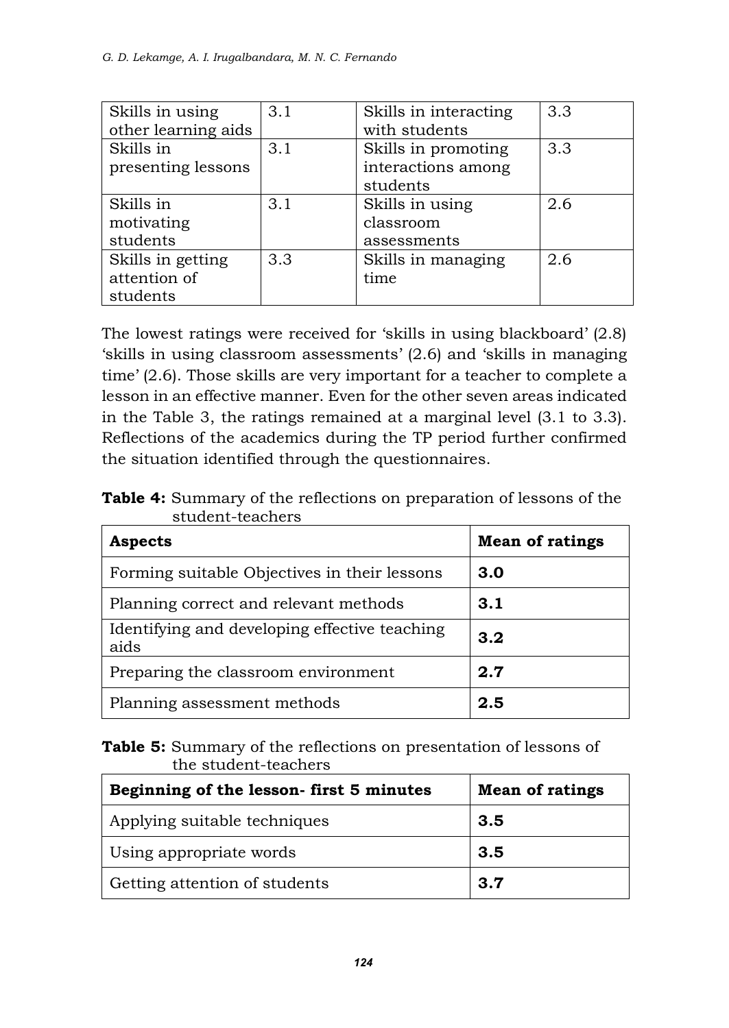| Skills in using other learning aids | 3.1 | Skills in interacting with students | 3.3 |
|---|---|---|---|
| Skills in presenting lessons | 3.1 | Skills in promoting interactions among students | 3.3 |
| Skills in motivating students | 3.1 | Skills in using classroom assessments | 2.6 |
| Skills in getting attention of students | 3.3 | Skills in managing time | 2.6 |

The lowest ratings were received for 'skills in using blackboard' (2.8) 'skills in using classroom assessments' (2.6) and 'skills in managing time' (2.6). Those skills are very important for a teacher to complete a lesson in an effective manner. Even for the other seven areas indicated in the Table 3, the ratings remained at a marginal level (3.1 to 3.3). Reflections of the academics during the TP period further confirmed the situation identified through the questionnaires.

**Table 4:** Summary of the reflections on preparation of lessons of the student-teachers

| **Aspects** | **Mean of ratings** |
|---|---|
| Forming suitable Objectives in their lessons | **3.0** |
| Planning correct and relevant methods | **3.1** |
| Identifying and developing effective teaching aids | **3.2** |
| Preparing the classroom environment | **2.7** |
| Planning assessment methods | **2.5** |

**Table 5:** Summary of the reflections on presentation of lessons of the student-teachers

| **Beginning of the lesson- first 5 minutes** | **Mean of ratings** |
|---|---|
| Applying suitable techniques | **3.5** |
| Using appropriate words | **3.5** |
| Getting attention of students | **3.7** |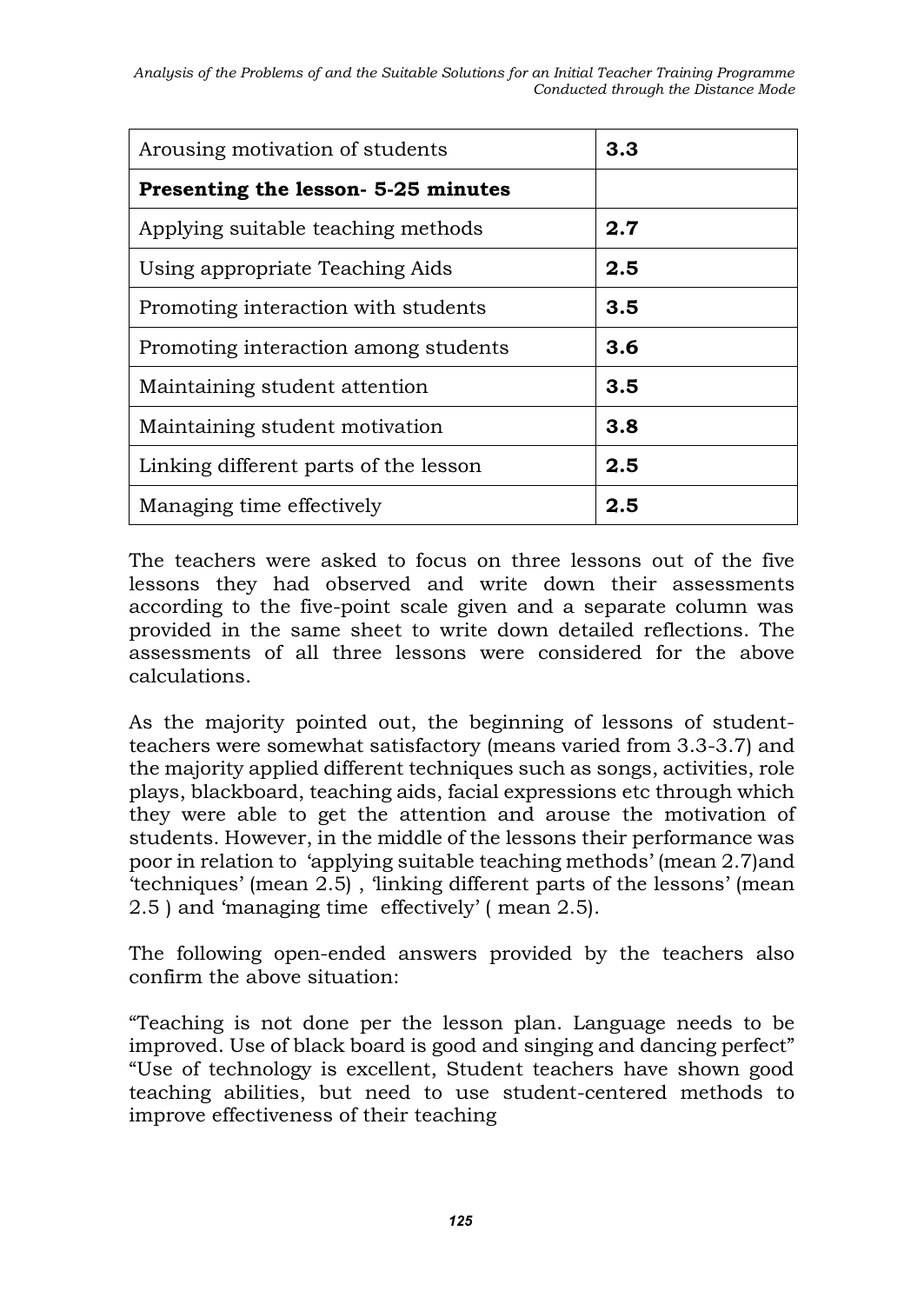| Arousing motivation of students | **3.3** |
|---|---|
| **Presenting the lesson- 5-25 minutes** | |
| Applying suitable teaching methods | **2.7** |
| Using appropriate Teaching Aids | **2.5** |
| Promoting interaction with students | **3.5** |
| Promoting interaction among students | **3.6** |
| Maintaining student attention | **3.5** |
| Maintaining student motivation | **3.8** |
| Linking different parts of the lesson | **2.5** |
| Managing time effectively | **2.5** |

The teachers were asked to focus on three lessons out of the five lessons they had observed and write down their assessments according to the five-point scale given and a separate column was provided in the same sheet to write down detailed reflections. The assessments of all three lessons were considered for the above calculations.

As the majority pointed out, the beginning of lessons of student-teachers were somewhat satisfactory (means varied from 3.3-3.7) and the majority applied different techniques such as songs, activities, role plays, blackboard, teaching aids, facial expressions etc through which they were able to get the attention and arouse the motivation of students. However, in the middle of the lessons their performance was poor in relation to 'applying suitable teaching methods' (mean 2.7)and 'techniques' (mean 2.5) , 'linking different parts of the lessons' (mean 2.5 ) and 'managing time effectively' ( mean 2.5).

The following open-ended answers provided by the teachers also confirm the above situation:

"Teaching is not done per the lesson plan. Language needs to be improved. Use of black board is good and singing and dancing perfect" "Use of technology is excellent, Student teachers have shown good teaching abilities, but need to use student-centered methods to improve effectiveness of their teaching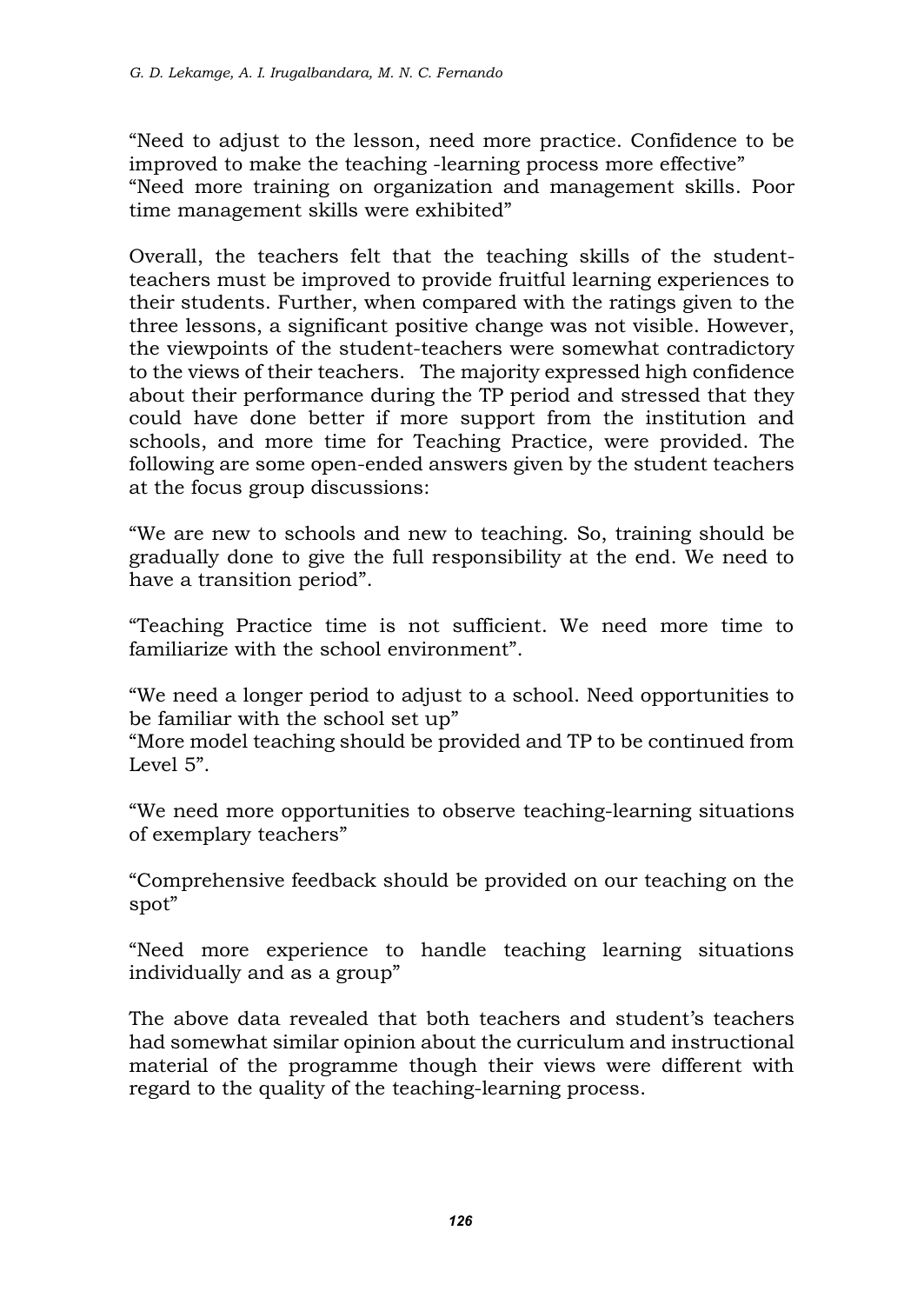"Need to adjust to the lesson, need more practice. Confidence to be improved to make the teaching -learning process more effective"
"Need more training on organization and management skills. Poor time management skills were exhibited"

Overall, the teachers felt that the teaching skills of the student-teachers must be improved to provide fruitful learning experiences to their students. Further, when compared with the ratings given to the three lessons, a significant positive change was not visible. However, the viewpoints of the student-teachers were somewhat contradictory to the views of their teachers. The majority expressed high confidence about their performance during the TP period and stressed that they could have done better if more support from the institution and schools, and more time for Teaching Practice, were provided. The following are some open-ended answers given by the student teachers at the focus group discussions:

"We are new to schools and new to teaching. So, training should be gradually done to give the full responsibility at the end. We need to have a transition period".

"Teaching Practice time is not sufficient. We need more time to familiarize with the school environment".

"We need a longer period to adjust to a school. Need opportunities to be familiar with the school set up"
"More model teaching should be provided and TP to be continued from Level 5".

"We need more opportunities to observe teaching-learning situations of exemplary teachers"

"Comprehensive feedback should be provided on our teaching on the spot"

"Need more experience to handle teaching learning situations individually and as a group"

The above data revealed that both teachers and student's teachers had somewhat similar opinion about the curriculum and instructional material of the programme though their views were different with regard to the quality of the teaching-learning process.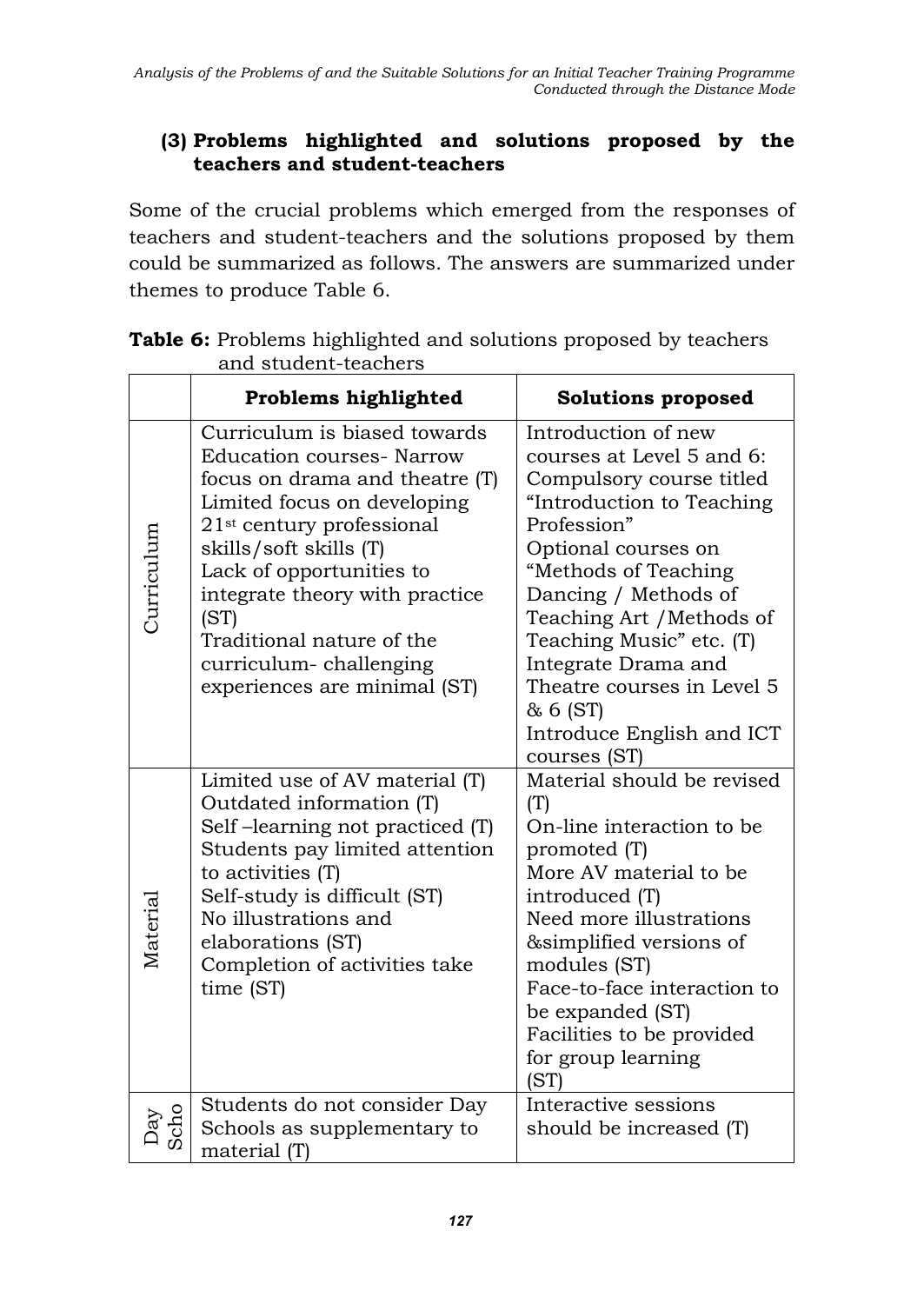### (3) Problems highlighted and solutions proposed by the teachers and student-teachers

Some of the crucial problems which emerged from the responses of teachers and student-teachers and the solutions proposed by them could be summarized as follows. The answers are summarized under themes to produce Table 6.

**Table 6:** Problems highlighted and solutions proposed by teachers and student-teachers

| | Problems highlighted | Solutions proposed |
|---|---|---|
| Curriculum | Curriculum is biased towards Education courses- Narrow focus on drama and theatre (T)<br>Limited focus on developing 21st century professional skills/soft skills (T)<br>Lack of opportunities to integrate theory with practice (ST)<br>Traditional nature of the curriculum- challenging experiences are minimal (ST) | Introduction of new courses at Level 5 and 6: Compulsory course titled "Introduction to Teaching Profession"<br>Optional courses on "Methods of Teaching Dancing / Methods of Teaching Art /Methods of Teaching Music" etc. (T)<br>Integrate Drama and Theatre courses in Level 5 & 6 (ST)<br>Introduce English and ICT courses (ST) |
| Material | Limited use of AV material (T)<br>Outdated information (T)<br>Self –learning not practiced (T)<br>Students pay limited attention to activities (T)<br>Self-study is difficult (ST)<br>No illustrations and elaborations (ST)<br>Completion of activities take time (ST) | Material should be revised (T)<br>On-line interaction to be promoted (T)<br>More AV material to be introduced (T)<br>Need more illustrations &simplified versions of modules (ST)<br>Face-to-face interaction to be expanded (ST)<br>Facilities to be provided for group learning (ST) |
| Day Scho | Students do not consider Day Schools as supplementary to material (T) | Interactive sessions should be increased (T) |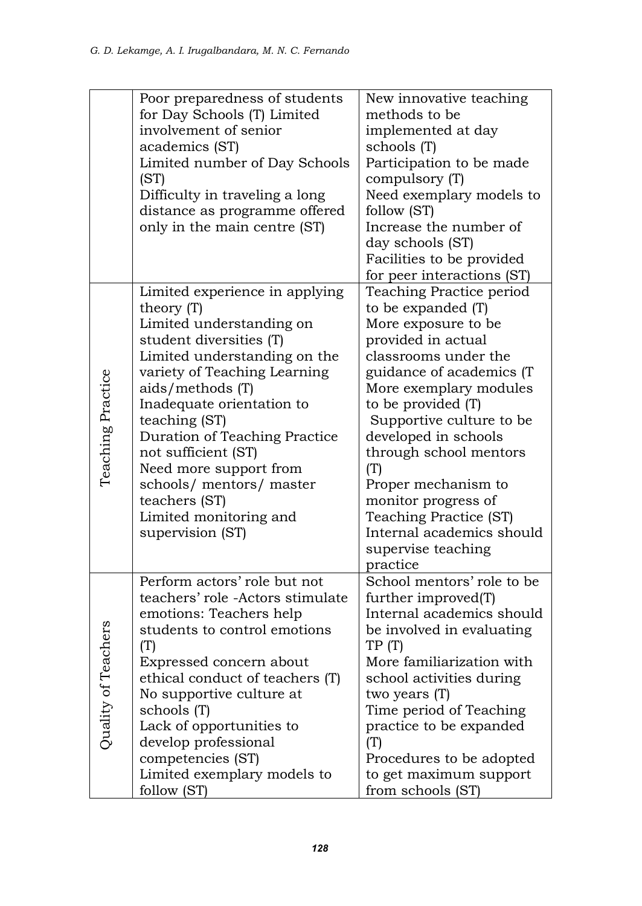| | | |
|---|---|---|
| | Poor preparedness of students for Day Schools (T) Limited involvement of senior academics (ST)<br>Limited number of Day Schools (ST)<br>Difficulty in traveling a long distance as programme offered only in the main centre (ST) | New innovative teaching methods to be implemented at day schools (T)<br>Participation to be made compulsory (T)<br>Need exemplary models to follow (ST)<br>Increase the number of day schools (ST)<br>Facilities to be provided for peer interactions (ST) |
| Teaching Practice | Limited experience in applying theory (T)<br>Limited understanding on student diversities (T)<br>Limited understanding on the variety of Teaching Learning aids/methods (T)<br>Inadequate orientation to teaching (ST)<br>Duration of Teaching Practice not sufficient (ST)<br>Need more support from schools/ mentors/ master teachers (ST)<br>Limited monitoring and supervision (ST) | Teaching Practice period to be expanded (T)<br>More exposure to be provided in actual classrooms under the guidance of academics (T<br>More exemplary modules to be provided (T)<br>Supportive culture to be developed in schools through school mentors (T)<br>Proper mechanism to monitor progress of Teaching Practice (ST)<br>Internal academics should supervise teaching practice |
| Quality of Teachers | Perform actors' role but not teachers' role -Actors stimulate emotions: Teachers help students to control emotions (T)<br>Expressed concern about ethical conduct of teachers (T)<br>No supportive culture at schools (T)<br>Lack of opportunities to develop professional competencies (ST)<br>Limited exemplary models to follow (ST) | School mentors' role to be further improved(T)<br>Internal academics should be involved in evaluating TP (T)<br>More familiarization with school activities during two years (T)<br>Time period of Teaching practice to be expanded (T)<br>Procedures to be adopted to get maximum support from schools (ST) |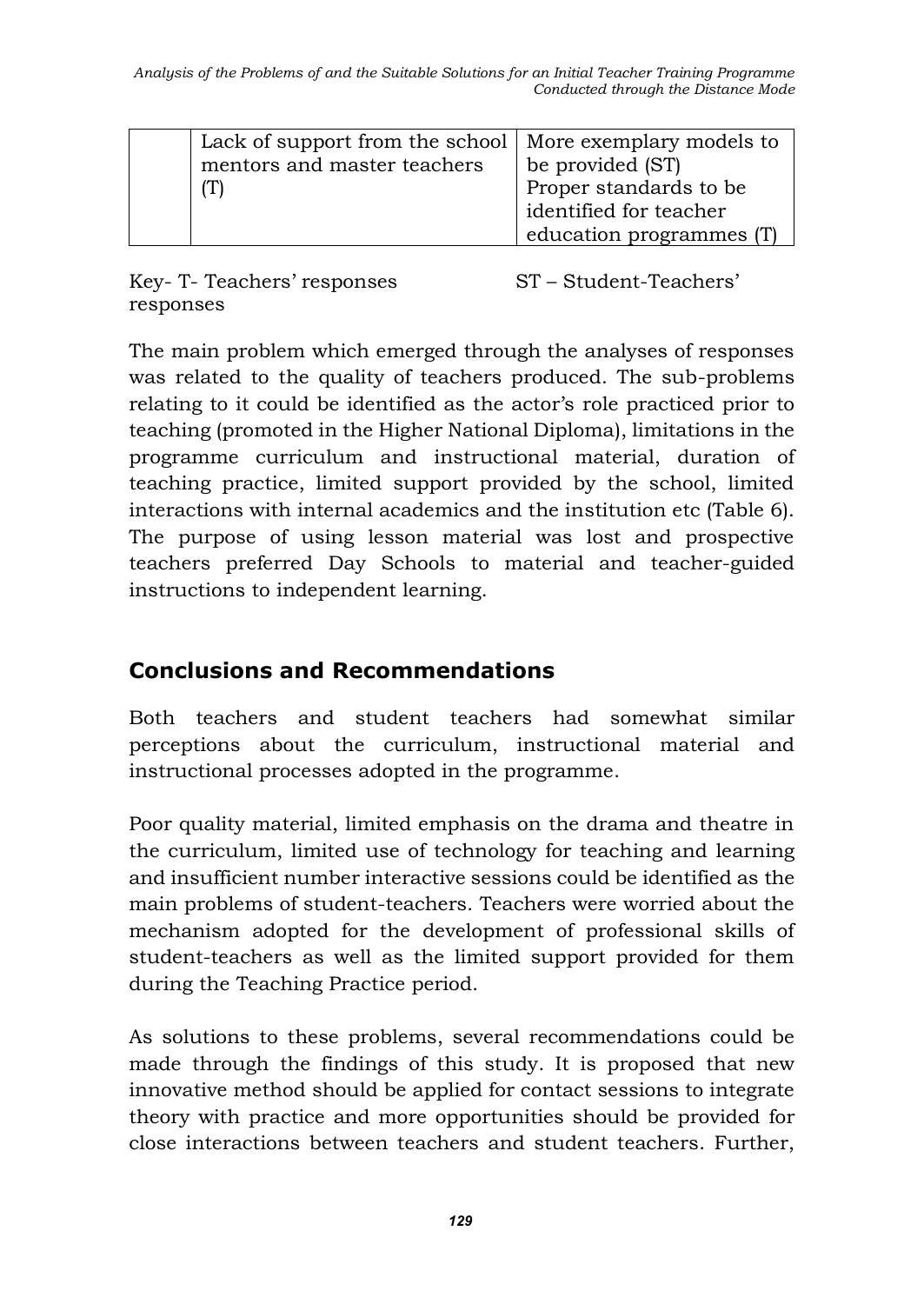| | Lack of support from the school mentors and master teachers (T) | More exemplary models to be provided (ST)<br>Proper standards to be identified for teacher education programmes (T) |
|---|---|---|

Key- T- Teachers' responses ST – Student-Teachers' responses

The main problem which emerged through the analyses of responses was related to the quality of teachers produced. The sub-problems relating to it could be identified as the actor's role practiced prior to teaching (promoted in the Higher National Diploma), limitations in the programme curriculum and instructional material, duration of teaching practice, limited support provided by the school, limited interactions with internal academics and the institution etc (Table 6). The purpose of using lesson material was lost and prospective teachers preferred Day Schools to material and teacher-guided instructions to independent learning.

## Conclusions and Recommendations

Both teachers and student teachers had somewhat similar perceptions about the curriculum, instructional material and instructional processes adopted in the programme.

Poor quality material, limited emphasis on the drama and theatre in the curriculum, limited use of technology for teaching and learning and insufficient number interactive sessions could be identified as the main problems of student-teachers. Teachers were worried about the mechanism adopted for the development of professional skills of student-teachers as well as the limited support provided for them during the Teaching Practice period.

As solutions to these problems, several recommendations could be made through the findings of this study. It is proposed that new innovative method should be applied for contact sessions to integrate theory with practice and more opportunities should be provided for close interactions between teachers and student teachers. Further,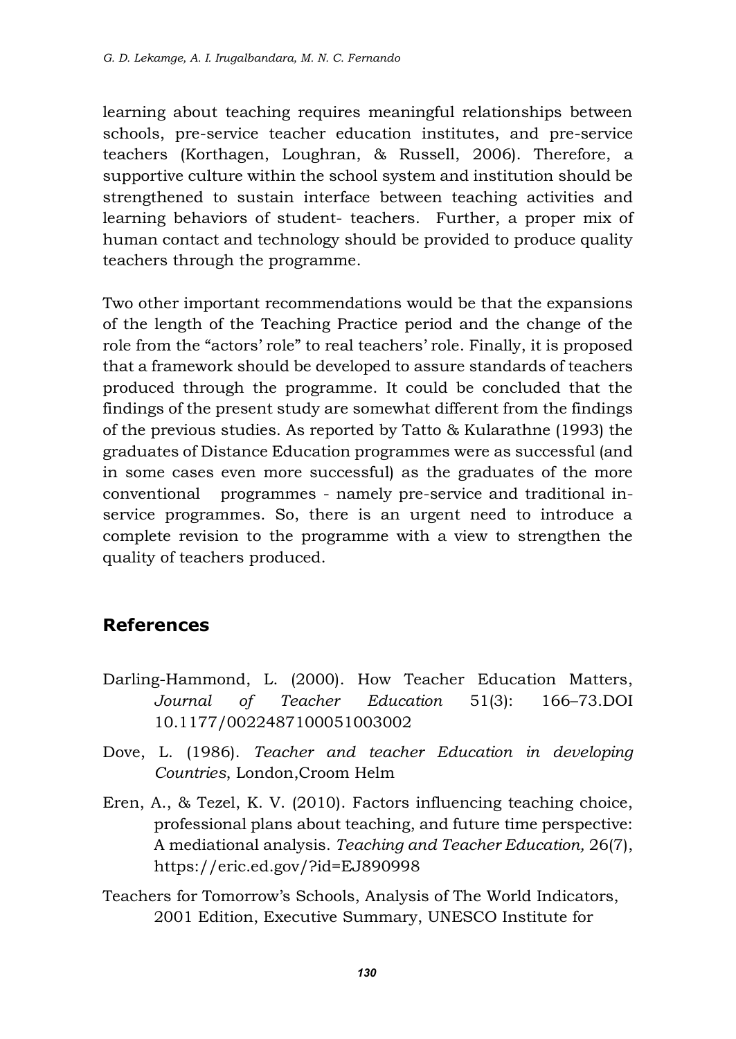learning about teaching requires meaningful relationships between schools, pre-service teacher education institutes, and pre-service teachers (Korthagen, Loughran, & Russell, 2006). Therefore, a supportive culture within the school system and institution should be strengthened to sustain interface between teaching activities and learning behaviors of student- teachers. Further, a proper mix of human contact and technology should be provided to produce quality teachers through the programme.

Two other important recommendations would be that the expansions of the length of the Teaching Practice period and the change of the role from the "actors' role" to real teachers' role. Finally, it is proposed that a framework should be developed to assure standards of teachers produced through the programme. It could be concluded that the findings of the present study are somewhat different from the findings of the previous studies. As reported by Tatto & Kularathne (1993) the graduates of Distance Education programmes were as successful (and in some cases even more successful) as the graduates of the more conventional programmes - namely pre-service and traditional in-service programmes. So, there is an urgent need to introduce a complete revision to the programme with a view to strengthen the quality of teachers produced.

## References

Darling-Hammond, L. (2000). How Teacher Education Matters, *Journal of Teacher Education* 51(3): 166–73.DOI 10.1177/0022487100051003002

Dove, L. (1986). *Teacher and teacher Education in developing Countries*, London,Croom Helm

Eren, A., & Tezel, K. V. (2010). Factors influencing teaching choice, professional plans about teaching, and future time perspective: A mediational analysis. *Teaching and Teacher Education,* 26(7), https://eric.ed.gov/?id=EJ890998

Teachers for Tomorrow's Schools, Analysis of The World Indicators, 2001 Edition, Executive Summary, UNESCO Institute for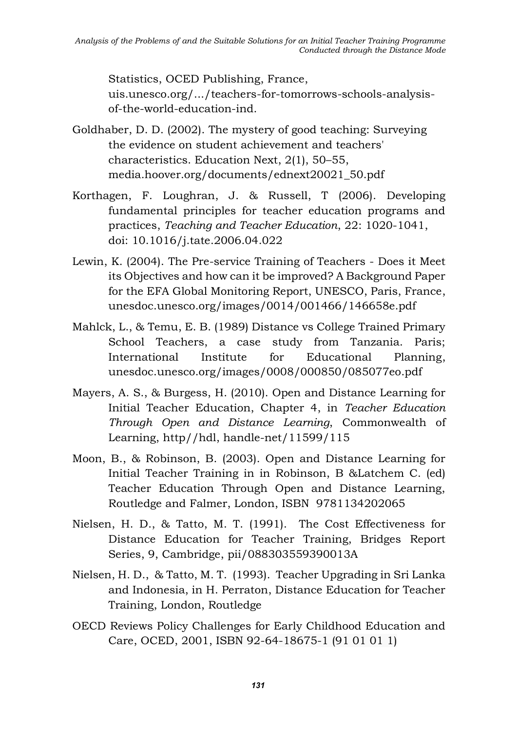Statistics, OCED Publishing, France, uis.unesco.org/.../teachers-for-tomorrows-schools-analysis-of-the-world-education-ind.

Goldhaber, D. D. (2002). The mystery of good teaching: Surveying the evidence on student achievement and teachers' characteristics. Education Next, 2(1), 50–55, media.hoover.org/documents/ednext20021_50.pdf

Korthagen, F. Loughran, J. & Russell, T (2006). Developing fundamental principles for teacher education programs and practices, *Teaching and Teacher Education*, 22: 1020-1041, doi: 10.1016/j.tate.2006.04.022

Lewin, K. (2004). The Pre-service Training of Teachers - Does it Meet its Objectives and how can it be improved? A Background Paper for the EFA Global Monitoring Report, UNESCO, Paris, France, unesdoc.unesco.org/images/0014/001466/146658e.pdf

Mahlck, L., & Temu, E. B. (1989) Distance vs College Trained Primary School Teachers, a case study from Tanzania. Paris; International Institute for Educational Planning, unesdoc.unesco.org/images/0008/000850/085077eo.pdf

Mayers, A. S., & Burgess, H. (2010). Open and Distance Learning for Initial Teacher Education, Chapter 4, in *Teacher Education Through Open and Distance Learning*, Commonwealth of Learning, http//hdl, handle-net/11599/115

Moon, B., & Robinson, B. (2003). Open and Distance Learning for Initial Teacher Training in in Robinson, B &Latchem C. (ed) Teacher Education Through Open and Distance Learning, Routledge and Falmer, London, ISBN 9781134202065

Nielsen, H. D., & Tatto, M. T. (1991). The Cost Effectiveness for Distance Education for Teacher Training, Bridges Report Series, 9, Cambridge, pii/088303559390013A

Nielsen, H. D., & Tatto, M. T. (1993). Teacher Upgrading in Sri Lanka and Indonesia, in H. Perraton, Distance Education for Teacher Training, London, Routledge

OECD Reviews Policy Challenges for Early Childhood Education and Care, OCED, 2001, ISBN 92-64-18675-1 (91 01 01 1)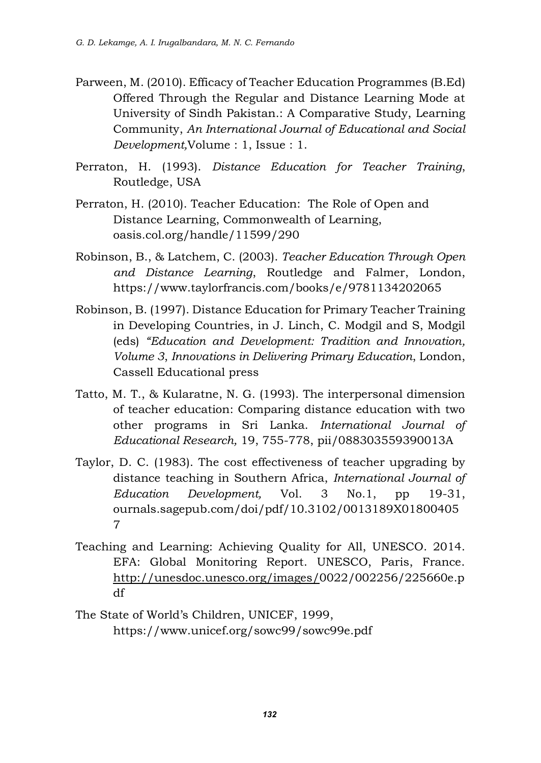Parween, M. (2010). Efficacy of Teacher Education Programmes (B.Ed) Offered Through the Regular and Distance Learning Mode at University of Sindh Pakistan.: A Comparative Study, Learning Community, *An International Journal of Educational and Social Development,*Volume : 1, Issue : 1.

Perraton, H. (1993). *Distance Education for Teacher Training*, Routledge, USA

Perraton, H. (2010). Teacher Education: The Role of Open and Distance Learning, Commonwealth of Learning, oasis.col.org/handle/11599/290

Robinson, B., & Latchem, C. (2003). *Teacher Education Through Open and Distance Learning*, Routledge and Falmer, London, https://www.taylorfrancis.com/books/e/9781134202065

Robinson, B. (1997). Distance Education for Primary Teacher Training in Developing Countries, in J. Linch, C. Modgil and S, Modgil (eds) *"Education and Development: Tradition and Innovation, Volume 3*, *Innovations in Delivering Primary Education*, London, Cassell Educational press

Tatto, M. T., & Kularatne, N. G. (1993). The interpersonal dimension of teacher education: Comparing distance education with two other programs in Sri Lanka. *International Journal of Educational Research,* 19, 755-778, pii/088303559390013A

Taylor, D. C. (1983). The cost effectiveness of teacher upgrading by distance teaching in Southern Africa, *International Journal of Education Development,* Vol. 3 No.1, pp 19-31, ournals.sagepub.com/doi/pdf/10.3102/0013189X018004057

Teaching and Learning: Achieving Quality for All, UNESCO. 2014. EFA: Global Monitoring Report. UNESCO, Paris, France. http://unesdoc.unesco.org/images/0022/002256/225660e.pdf

The State of World's Children, UNICEF, 1999, https://www.unicef.org/sowc99/sowc99e.pdf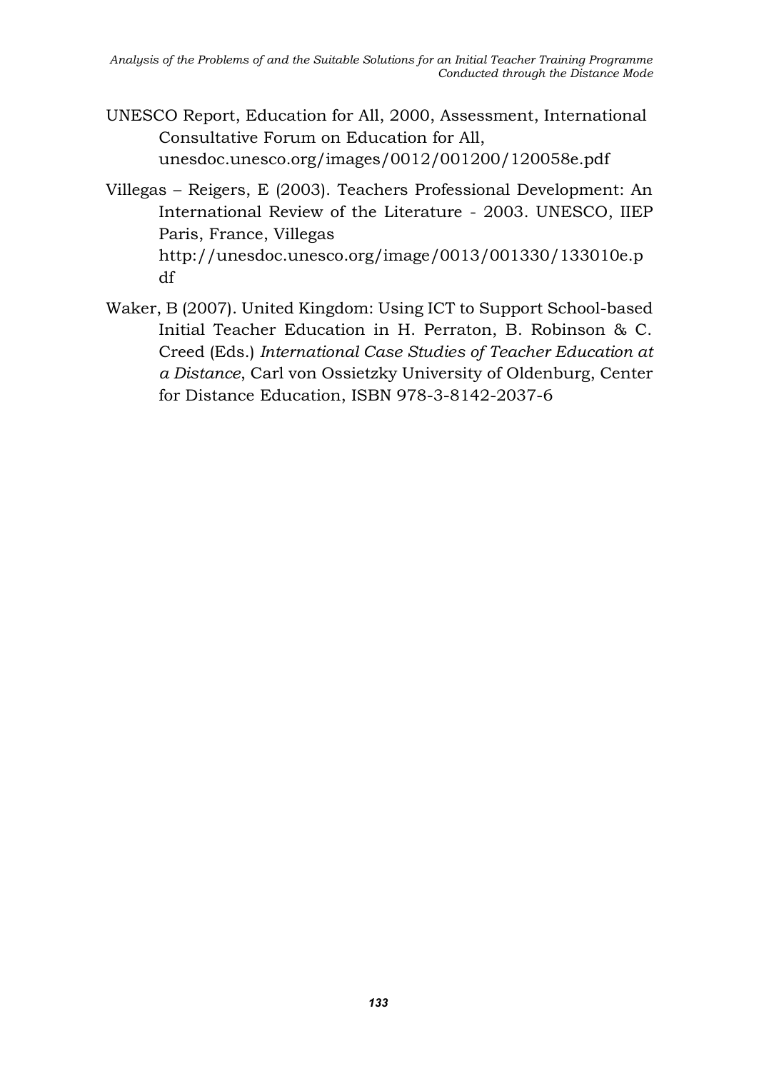UNESCO Report, Education for All, 2000, Assessment, International Consultative Forum on Education for All, unesdoc.unesco.org/images/0012/001200/120058e.pdf

Villegas – Reigers, E (2003). Teachers Professional Development: An International Review of the Literature - 2003. UNESCO, IIEP Paris, France, Villegas http://unesdoc.unesco.org/image/0013/001330/133010e.pdf

Waker, B (2007). United Kingdom: Using ICT to Support School-based Initial Teacher Education in H. Perraton, B. Robinson & C. Creed (Eds.) *International Case Studies of Teacher Education at a Distance*, Carl von Ossietzky University of Oldenburg, Center for Distance Education, ISBN 978-3-8142-2037-6